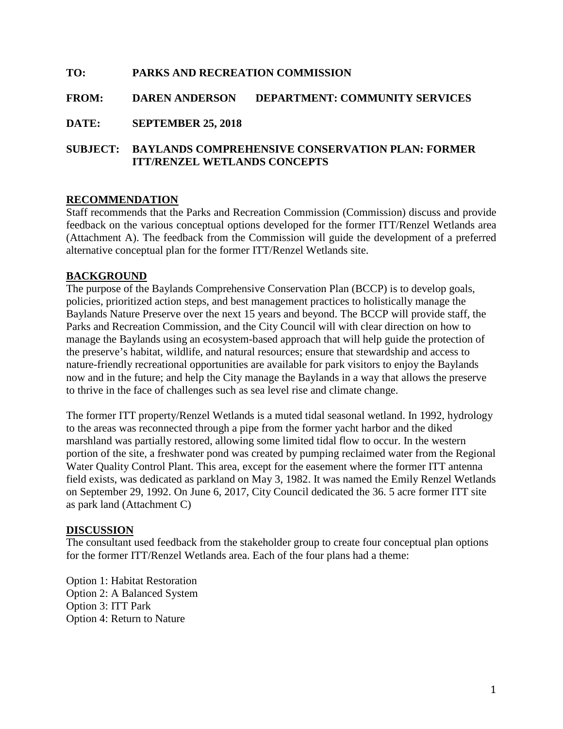**TO:** **PARKS AND RECREATION COMMISSION**

**FROM:** **DAREN ANDERSON** **DEPARTMENT: COMMUNITY SERVICES**

**DATE:** **SEPTEMBER 25, 2018**

**SUBJECT:** **BAYLANDS COMPREHENSIVE CONSERVATION PLAN: FORMER ITT/RENZEL WETLANDS CONCEPTS**

## RECOMMENDATION

Staff recommends that the Parks and Recreation Commission (Commission) discuss and provide feedback on the various conceptual options developed for the former ITT/Renzel Wetlands area (Attachment A). The feedback from the Commission will guide the development of a preferred alternative conceptual plan for the former ITT/Renzel Wetlands site.

## BACKGROUND

The purpose of the Baylands Comprehensive Conservation Plan (BCCP) is to develop goals, policies, prioritized action steps, and best management practices to holistically manage the Baylands Nature Preserve over the next 15 years and beyond. The BCCP will provide staff, the Parks and Recreation Commission, and the City Council will with clear direction on how to manage the Baylands using an ecosystem-based approach that will help guide the protection of the preserve's habitat, wildlife, and natural resources; ensure that stewardship and access to nature-friendly recreational opportunities are available for park visitors to enjoy the Baylands now and in the future; and help the City manage the Baylands in a way that allows the preserve to thrive in the face of challenges such as sea level rise and climate change.

The former ITT property/Renzel Wetlands is a muted tidal seasonal wetland. In 1992, hydrology to the areas was reconnected through a pipe from the former yacht harbor and the diked marshland was partially restored, allowing some limited tidal flow to occur. In the western portion of the site, a freshwater pond was created by pumping reclaimed water from the Regional Water Quality Control Plant. This area, except for the easement where the former ITT antenna field exists, was dedicated as parkland on May 3, 1982. It was named the Emily Renzel Wetlands on September 29, 1992. On June 6, 2017, City Council dedicated the 36. 5 acre former ITT site as park land (Attachment C)

## DISCUSSION

The consultant used feedback from the stakeholder group to create four conceptual plan options for the former ITT/Renzel Wetlands area. Each of the four plans had a theme:

Option 1: Habitat Restoration
Option 2: A Balanced System
Option 3: ITT Park
Option 4: Return to Nature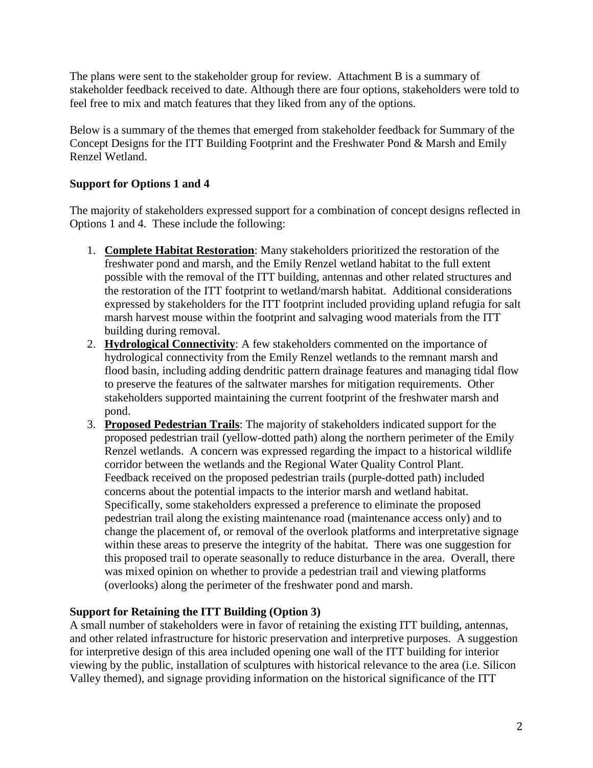The plans were sent to the stakeholder group for review. Attachment B is a summary of stakeholder feedback received to date. Although there are four options, stakeholders were told to feel free to mix and match features that they liked from any of the options.

Below is a summary of the themes that emerged from stakeholder feedback for Summary of the Concept Designs for the ITT Building Footprint and the Freshwater Pond & Marsh and Emily Renzel Wetland.

**Support for Options 1 and 4**

The majority of stakeholders expressed support for a combination of concept designs reflected in Options 1 and 4. These include the following:

1. **Complete Habitat Restoration**: Many stakeholders prioritized the restoration of the freshwater pond and marsh, and the Emily Renzel wetland habitat to the full extent possible with the removal of the ITT building, antennas and other related structures and the restoration of the ITT footprint to wetland/marsh habitat. Additional considerations expressed by stakeholders for the ITT footprint included providing upland refugia for salt marsh harvest mouse within the footprint and salvaging wood materials from the ITT building during removal.
2. **Hydrological Connectivity**: A few stakeholders commented on the importance of hydrological connectivity from the Emily Renzel wetlands to the remnant marsh and flood basin, including adding dendritic pattern drainage features and managing tidal flow to preserve the features of the saltwater marshes for mitigation requirements. Other stakeholders supported maintaining the current footprint of the freshwater marsh and pond.
3. **Proposed Pedestrian Trails**: The majority of stakeholders indicated support for the proposed pedestrian trail (yellow-dotted path) along the northern perimeter of the Emily Renzel wetlands. A concern was expressed regarding the impact to a historical wildlife corridor between the wetlands and the Regional Water Quality Control Plant. Feedback received on the proposed pedestrian trails (purple-dotted path) included concerns about the potential impacts to the interior marsh and wetland habitat. Specifically, some stakeholders expressed a preference to eliminate the proposed pedestrian trail along the existing maintenance road (maintenance access only) and to change the placement of, or removal of the overlook platforms and interpretative signage within these areas to preserve the integrity of the habitat. There was one suggestion for this proposed trail to operate seasonally to reduce disturbance in the area. Overall, there was mixed opinion on whether to provide a pedestrian trail and viewing platforms (overlooks) along the perimeter of the freshwater pond and marsh.

**Support for Retaining the ITT Building (Option 3)**

A small number of stakeholders were in favor of retaining the existing ITT building, antennas, and other related infrastructure for historic preservation and interpretive purposes. A suggestion for interpretive design of this area included opening one wall of the ITT building for interior viewing by the public, installation of sculptures with historical relevance to the area (i.e. Silicon Valley themed), and signage providing information on the historical significance of the ITT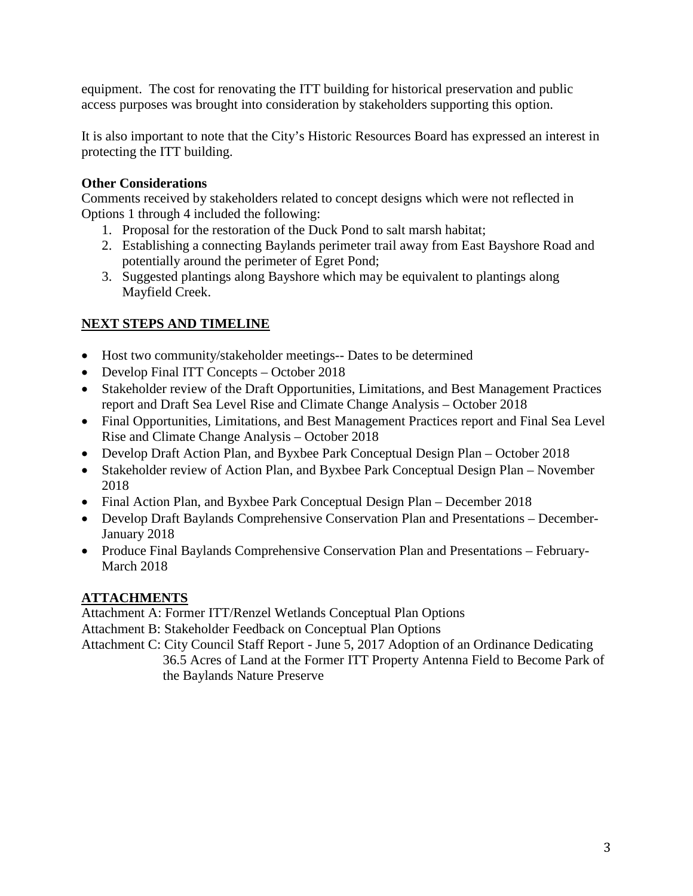equipment. The cost for renovating the ITT building for historical preservation and public access purposes was brought into consideration by stakeholders supporting this option.

It is also important to note that the City's Historic Resources Board has expressed an interest in protecting the ITT building.

**Other Considerations**

Comments received by stakeholders related to concept designs which were not reflected in Options 1 through 4 included the following:

1. Proposal for the restoration of the Duck Pond to salt marsh habitat;
2. Establishing a connecting Baylands perimeter trail away from East Bayshore Road and potentially around the perimeter of Egret Pond;
3. Suggested plantings along Bayshore which may be equivalent to plantings along Mayfield Creek.

## NEXT STEPS AND TIMELINE

- Host two community/stakeholder meetings-- Dates to be determined
- Develop Final ITT Concepts – October 2018
- Stakeholder review of the Draft Opportunities, Limitations, and Best Management Practices report and Draft Sea Level Rise and Climate Change Analysis – October 2018
- Final Opportunities, Limitations, and Best Management Practices report and Final Sea Level Rise and Climate Change Analysis – October 2018
- Develop Draft Action Plan, and Byxbee Park Conceptual Design Plan – October 2018
- Stakeholder review of Action Plan, and Byxbee Park Conceptual Design Plan – November 2018
- Final Action Plan, and Byxbee Park Conceptual Design Plan – December 2018
- Develop Draft Baylands Comprehensive Conservation Plan and Presentations – December-January 2018
- Produce Final Baylands Comprehensive Conservation Plan and Presentations – February-March 2018

## ATTACHMENTS

Attachment A: Former ITT/Renzel Wetlands Conceptual Plan Options

Attachment B: Stakeholder Feedback on Conceptual Plan Options

Attachment C: City Council Staff Report - June 5, 2017 Adoption of an Ordinance Dedicating 36.5 Acres of Land at the Former ITT Property Antenna Field to Become Park of the Baylands Nature Preserve